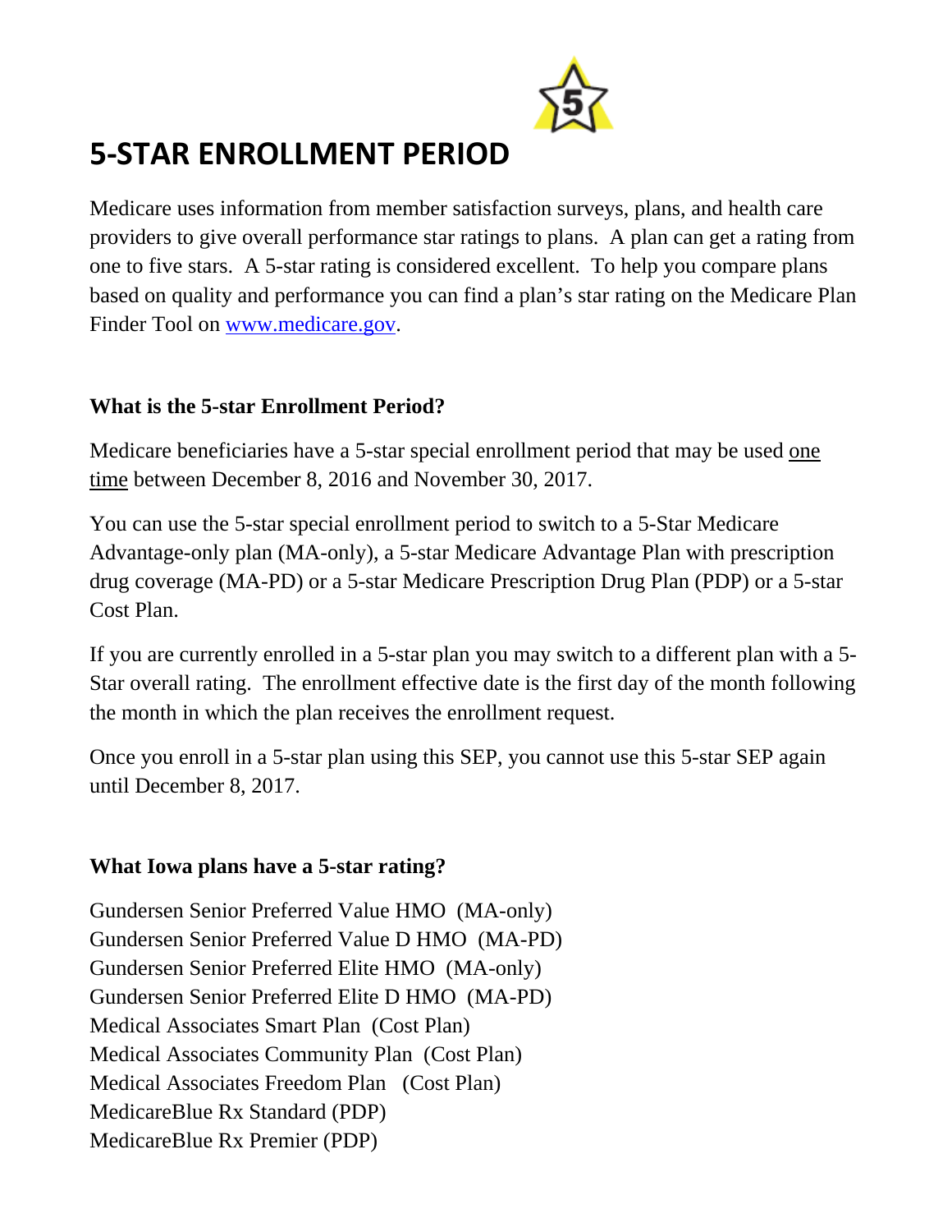# 5-STAR ENROLLMENT PERIOD

Medicare uses information from member satisfaction surveys, plans, and health care providers to give overall performance star ratings to plans. A plan can get a rating from one to five stars. A 5-star rating is considered excellent. To help you compare plans based on quality and performance you can find a plan's star rating on the Medicare Plan Finder Tool on [www.medicare.gov](http://www.medicare.gov).

**What is the 5-star Enrollment Period?**

Medicare beneficiaries have a 5-star special enrollment period that may be used one time between December 8, 2016 and November 30, 2017.

You can use the 5-star special enrollment period to switch to a 5-Star Medicare Advantage-only plan (MA-only), a 5-star Medicare Advantage Plan with prescription drug coverage (MA-PD) or a 5-star Medicare Prescription Drug Plan (PDP) or a 5-star Cost Plan.

If you are currently enrolled in a 5-star plan you may switch to a different plan with a 5-Star overall rating. The enrollment effective date is the first day of the month following the month in which the plan receives the enrollment request.

Once you enroll in a 5-star plan using this SEP, you cannot use this 5-star SEP again until December 8, 2017.

**What Iowa plans have a 5-star rating?**

Gundersen Senior Preferred Value HMO (MA-only)
Gundersen Senior Preferred Value D HMO (MA-PD)
Gundersen Senior Preferred Elite HMO (MA-only)
Gundersen Senior Preferred Elite D HMO (MA-PD)
Medical Associates Smart Plan (Cost Plan)
Medical Associates Community Plan (Cost Plan)
Medical Associates Freedom Plan (Cost Plan)
MedicareBlue Rx Standard (PDP)
MedicareBlue Rx Premier (PDP)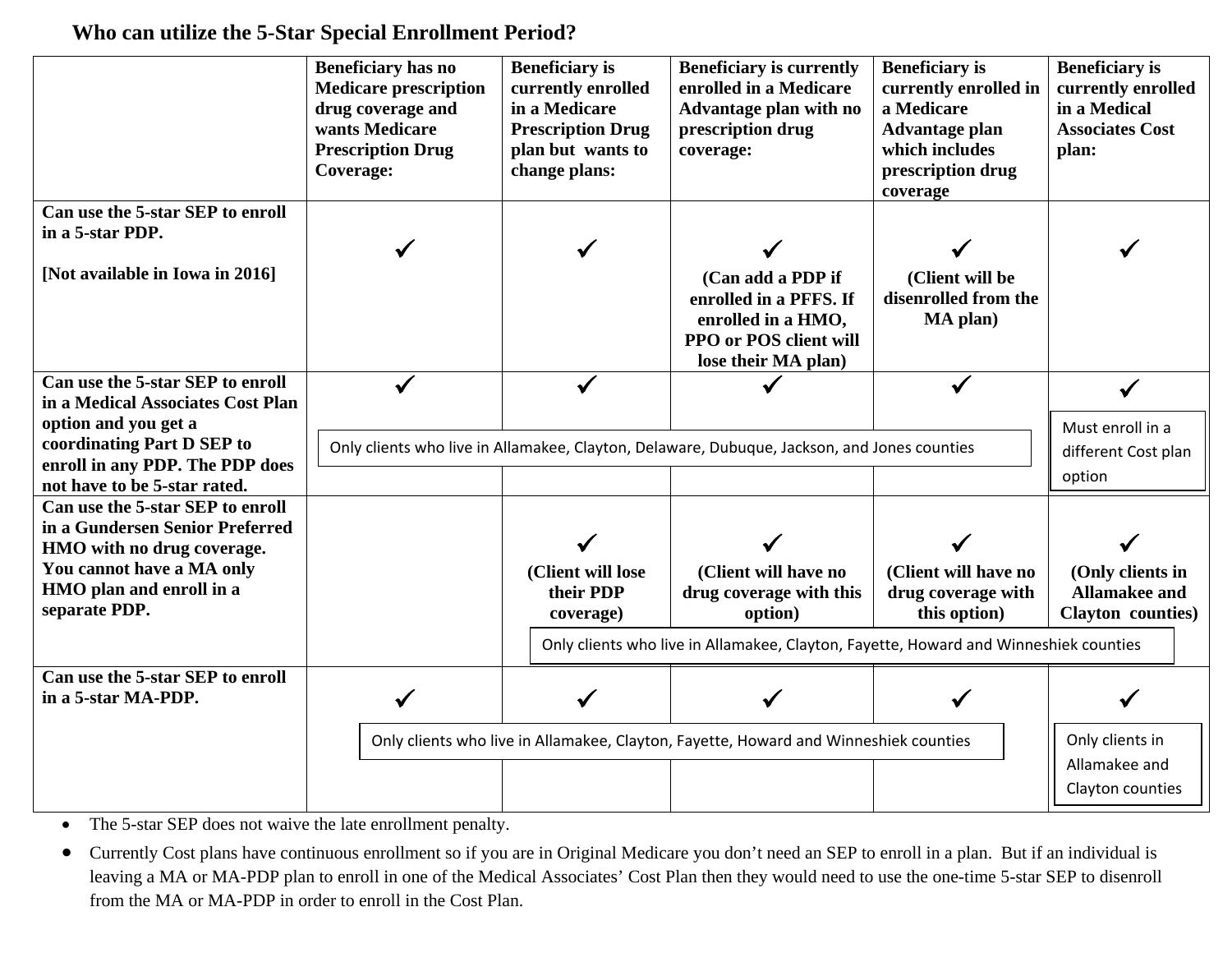## Who can utilize the 5-Star Special Enrollment Period?

| | Beneficiary has no Medicare prescription drug coverage and wants Medicare Prescription Drug Coverage: | Beneficiary is currently enrolled in a Medicare Prescription Drug plan but wants to change plans: | Beneficiary is currently enrolled in a Medicare Advantage plan with no prescription drug coverage: | Beneficiary is currently enrolled in a Medicare Advantage plan which includes prescription drug coverage | Beneficiary is currently enrolled in a Medical Associates Cost plan: |
|---|---|---|---|---|---|
| **Can use the 5-star SEP to enroll in a 5-star PDP.** **[Not available in Iowa in 2016]** | ✓ | ✓ | ✓ **(Can add a PDP if enrolled in a PFFS. If enrolled in a HMO, PPO or POS client will lose their MA plan)** | ✓ **(Client will be disenrolled from the MA plan)** | ✓ |
| **Can use the 5-star SEP to enroll in a Medical Associates Cost Plan option and you get a coordinating Part D SEP to enroll in any PDP. The PDP does not have to be 5-star rated.** | ✓ Only clients who live in Allamakee, Clayton, Delaware, Dubuque, Jackson, and Jones counties | ✓ | ✓ | ✓ | ✓ Must enroll in a different Cost plan option |
| **Can use the 5-star SEP to enroll in a Gundersen Senior Preferred HMO with no drug coverage. You cannot have a MA only HMO plan and enroll in a separate PDP.** | | ✓ **(Client will lose their PDP coverage)** Only clients who live in Allamakee, Clayton, Fayette, Howard and Winneshiek counties | ✓ **(Client will have no drug coverage with this option)** | ✓ **(Client will have no drug coverage with this option)** | ✓ **(Only clients in Allamakee and Clayton counties)** |
| **Can use the 5-star SEP to enroll in a 5-star MA-PDP.** | ✓ Only clients who live in Allamakee, Clayton, Fayette, Howard and Winneshiek counties | ✓ | ✓ | ✓ | ✓ Only clients in Allamakee and Clayton counties |

- The 5-star SEP does not waive the late enrollment penalty.
- Currently Cost plans have continuous enrollment so if you are in Original Medicare you don't need an SEP to enroll in a plan. But if an individual is leaving a MA or MA-PDP plan to enroll in one of the Medical Associates' Cost Plan then they would need to use the one-time 5-star SEP to disenroll from the MA or MA-PDP in order to enroll in the Cost Plan.